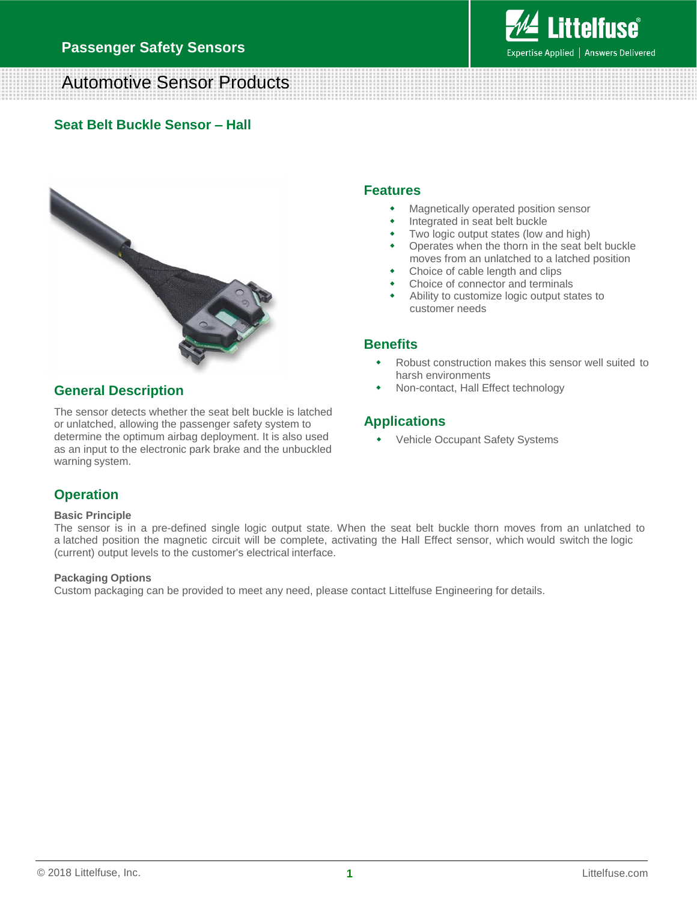Passenger Safety Sensors

# Automotive Sensor Products

## Seat Belt Buckle Sensor – Hall

## Features

- Magnetically operated position sensor
- Integrated in seat belt buckle
- Two logic output states (low and high)
- Operates when the thorn in the seat belt buckle moves from an unlatched to a latched position
- Choice of cable length and clips
- Choice of connector and terminals
- Ability to customize logic output states to customer needs

## Benefits

- Robust construction makes this sensor well suited to harsh environments
- Non-contact, Hall Effect technology

## Applications

- Vehicle Occupant Safety Systems

## General Description

The sensor detects whether the seat belt buckle is latched or unlatched, allowing the passenger safety system to determine the optimum airbag deployment. It is also used as an input to the electronic park brake and the unbuckled warning system.

## Operation

**Basic Principle**

The sensor is in a pre-defined single logic output state. When the seat belt buckle thorn moves from an unlatched to a latched position the magnetic circuit will be complete, activating the Hall Effect sensor, which would switch the logic (current) output levels to the customer's electrical interface.

**Packaging Options**

Custom packaging can be provided to meet any need, please contact Littelfuse Engineering for details.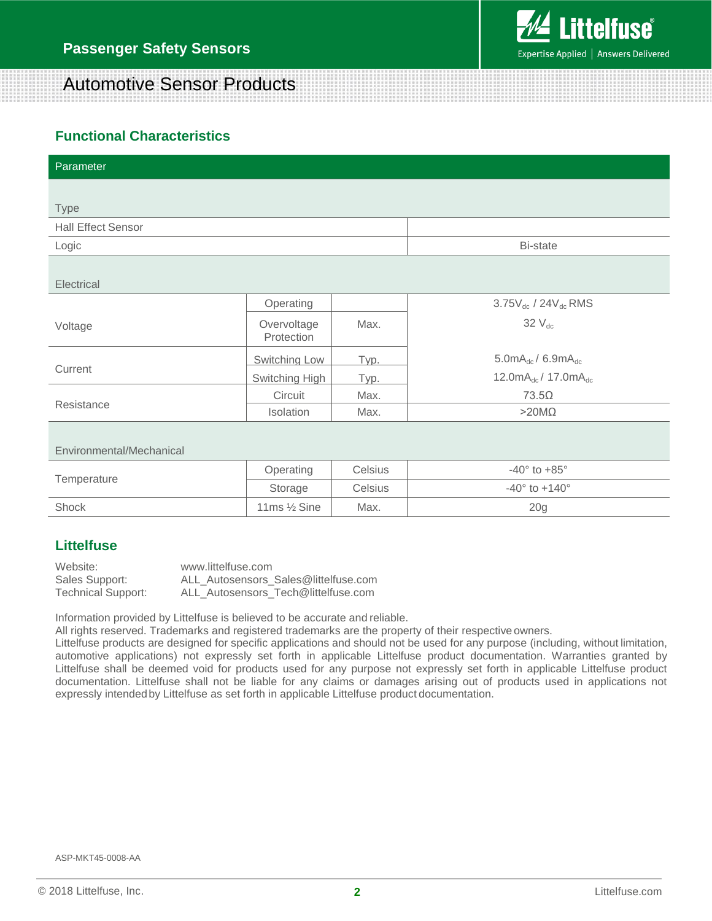## Functional Characteristics

| Parameter | | | |
|---|---|---|---|
| **Type** | | | |
| Hall Effect Sensor | | | |
| Logic | | | Bi-state |
| **Electrical** | | | |
| Voltage | Operating | | $3.75V_{dc}$ / $24V_{dc}$ RMS |
| | Overvoltage Protection | Max. | 32 $V_{dc}$ |
| Current | Switching Low | Typ. | $5.0mA_{dc}$ / $6.9mA_{dc}$ |
| | Switching High | Typ. | $12.0mA_{dc}$ / $17.0mA_{dc}$ |
| Resistance | Circuit | Max. | 73.5Ω |
| | Isolation | Max. | >20MΩ |
| **Environmental/Mechanical** | | | |
| Temperature | Operating | Celsius | -40° to +85° |
| | Storage | Celsius | -40° to +140° |
| Shock | 11ms ½ Sine | Max. | 20g |

## Littelfuse

Website: www.littelfuse.com
Sales Support: ALL_Autosensors_Sales@littelfuse.com
Technical Support: ALL_Autosensors_Tech@littelfuse.com

Information provided by Littelfuse is believed to be accurate and reliable.
All rights reserved. Trademarks and registered trademarks are the property of their respective owners.
Littelfuse products are designed for specific applications and should not be used for any purpose (including, without limitation, automotive applications) not expressly set forth in applicable Littelfuse product documentation. Warranties granted by Littelfuse shall be deemed void for products used for any purpose not expressly set forth in applicable Littelfuse product documentation. Littelfuse shall not be liable for any claims or damages arising out of products used in applications not expressly intended by Littelfuse as set forth in applicable Littelfuse product documentation.

ASP-MKT45-0008-AA